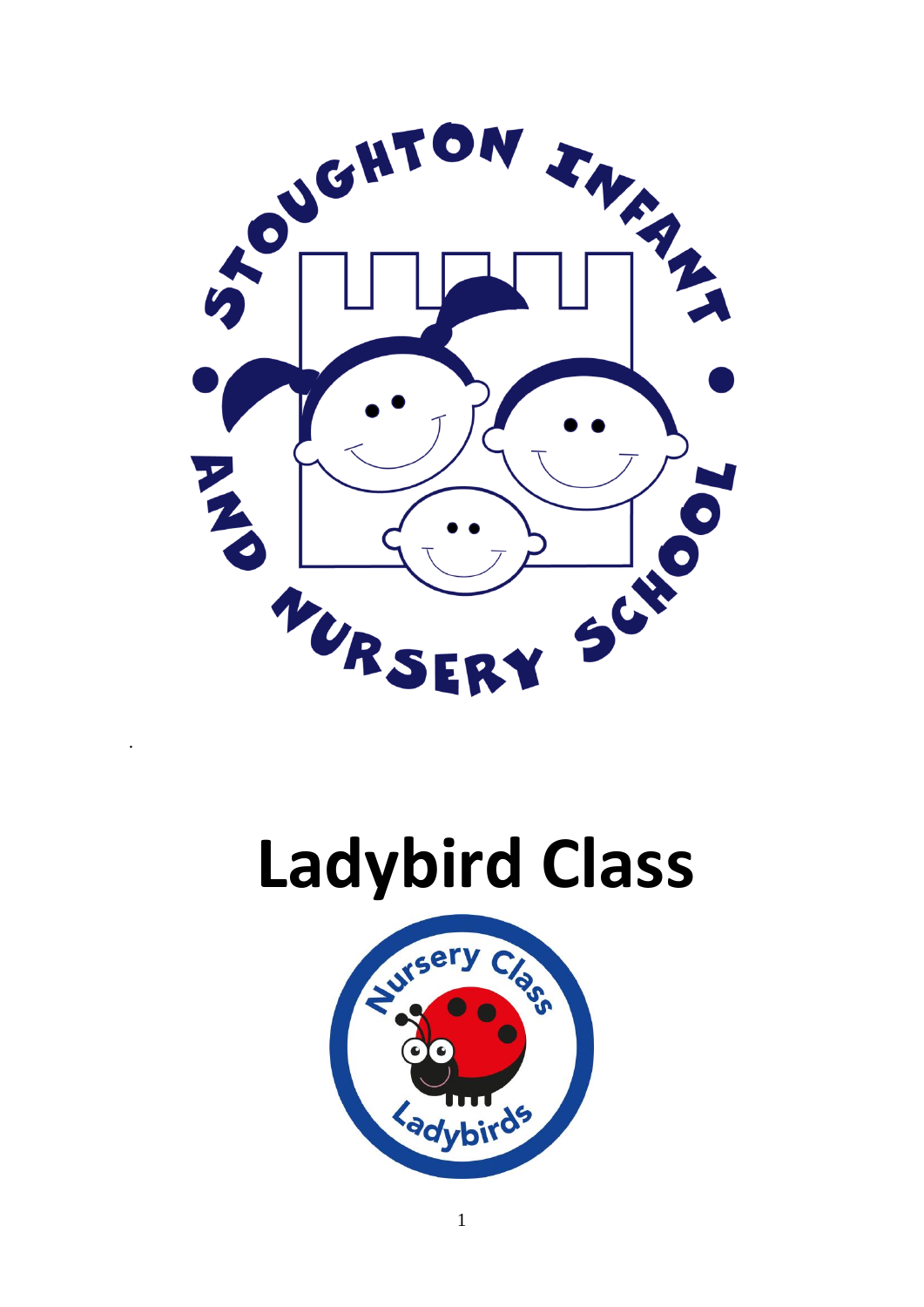# Ladybird Class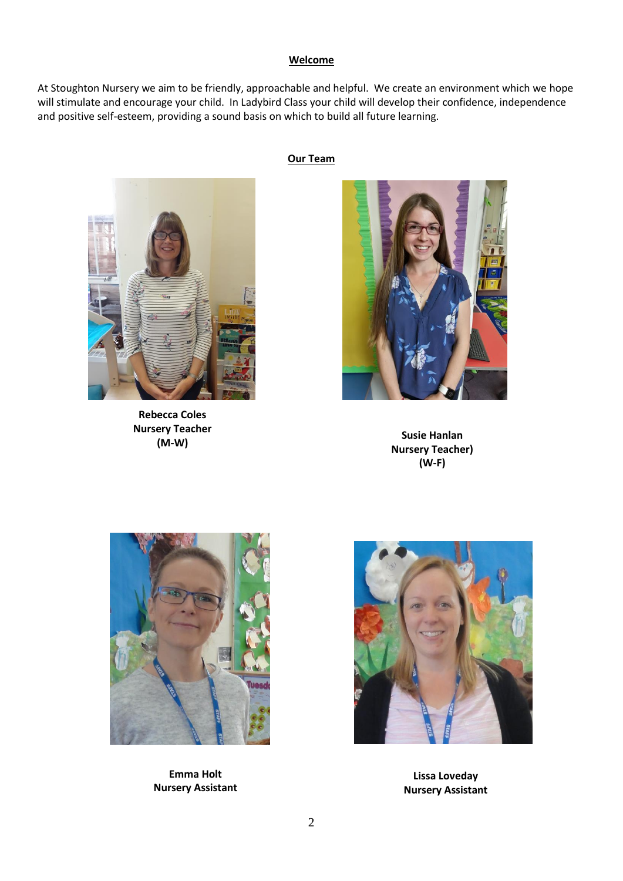## Welcome

At Stoughton Nursery we aim to be friendly, approachable and helpful. We create an environment which we hope will stimulate and encourage your child. In Ladybird Class your child will develop their confidence, independence and positive self-esteem, providing a sound basis on which to build all future learning.

## Our Team

**Rebecca Coles**
**Nursery Teacher**
**(M-W)**

**Susie Hanlan**
**Nursery Teacher)**
**(W-F)**

**Emma Holt**
**Nursery Assistant**

**Lissa Loveday**
**Nursery Assistant**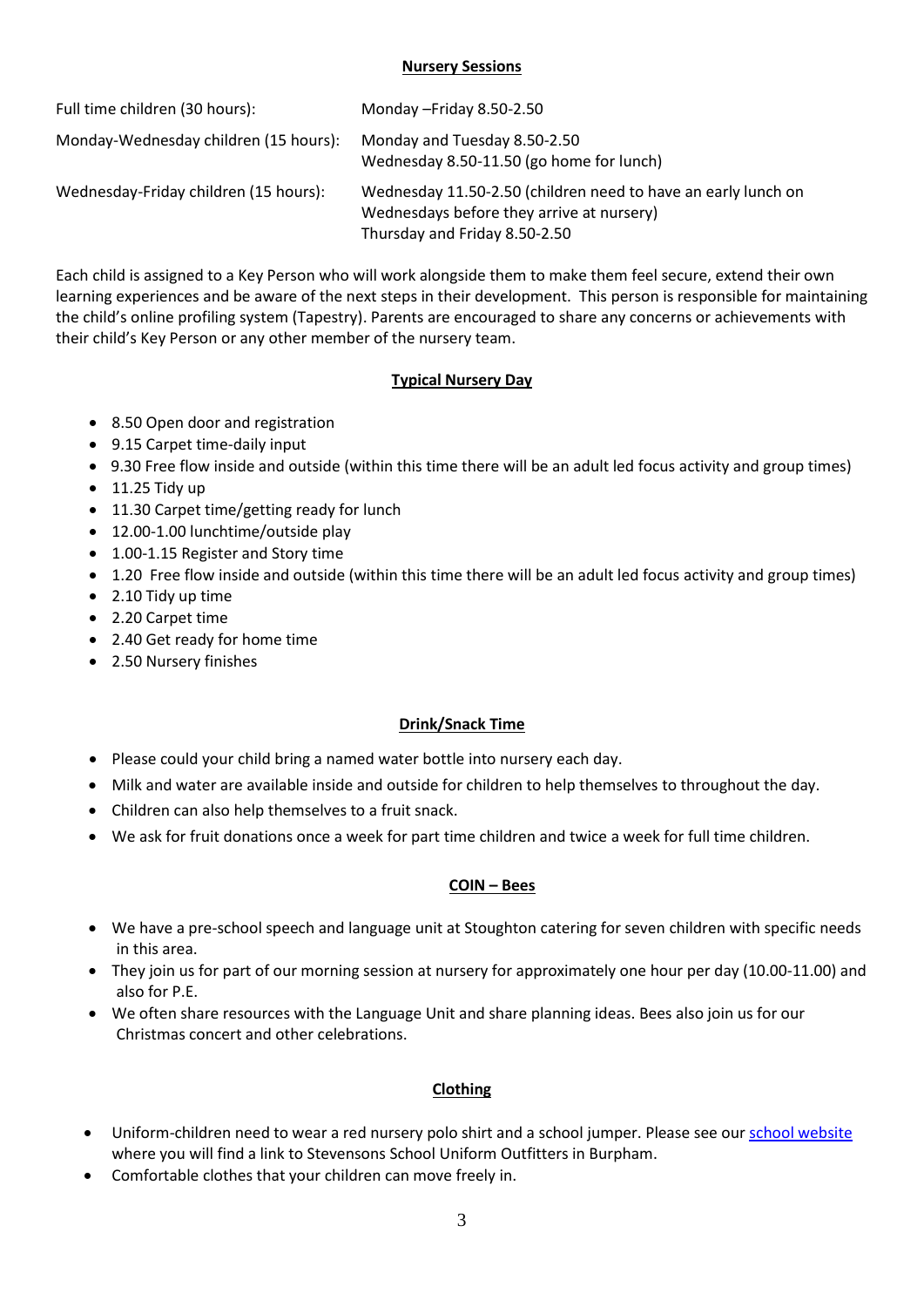## Nursery Sessions

| | |
|---|---|
| Full time children (30 hours): | Monday –Friday 8.50-2.50 |
| Monday-Wednesday children (15 hours): | Monday and Tuesday 8.50-2.50<br>Wednesday 8.50-11.50 (go home for lunch) |
| Wednesday-Friday children (15 hours): | Wednesday 11.50-2.50 (children need to have an early lunch on Wednesdays before they arrive at nursery)<br>Thursday and Friday 8.50-2.50 |

Each child is assigned to a Key Person who will work alongside them to make them feel secure, extend their own learning experiences and be aware of the next steps in their development. This person is responsible for maintaining the child's online profiling system (Tapestry). Parents are encouraged to share any concerns or achievements with their child's Key Person or any other member of the nursery team.

## Typical Nursery Day

- 8.50 Open door and registration
- 9.15 Carpet time-daily input
- 9.30 Free flow inside and outside (within this time there will be an adult led focus activity and group times)
- 11.25 Tidy up
- 11.30 Carpet time/getting ready for lunch
- 12.00-1.00 lunchtime/outside play
- 1.00-1.15 Register and Story time
- 1.20 Free flow inside and outside (within this time there will be an adult led focus activity and group times)
- 2.10 Tidy up time
- 2.20 Carpet time
- 2.40 Get ready for home time
- 2.50 Nursery finishes

## Drink/Snack Time

- Please could your child bring a named water bottle into nursery each day.
- Milk and water are available inside and outside for children to help themselves to throughout the day.
- Children can also help themselves to a fruit snack.
- We ask for fruit donations once a week for part time children and twice a week for full time children.

## COIN – Bees

- We have a pre-school speech and language unit at Stoughton catering for seven children with specific needs in this area.
- They join us for part of our morning session at nursery for approximately one hour per day (10.00-11.00) and also for P.E.
- We often share resources with the Language Unit and share planning ideas. Bees also join us for our Christmas concert and other celebrations.

## Clothing

- Uniform-children need to wear a red nursery polo shirt and a school jumper. Please see our school website where you will find a link to Stevensons School Uniform Outfitters in Burpham.
- Comfortable clothes that your children can move freely in.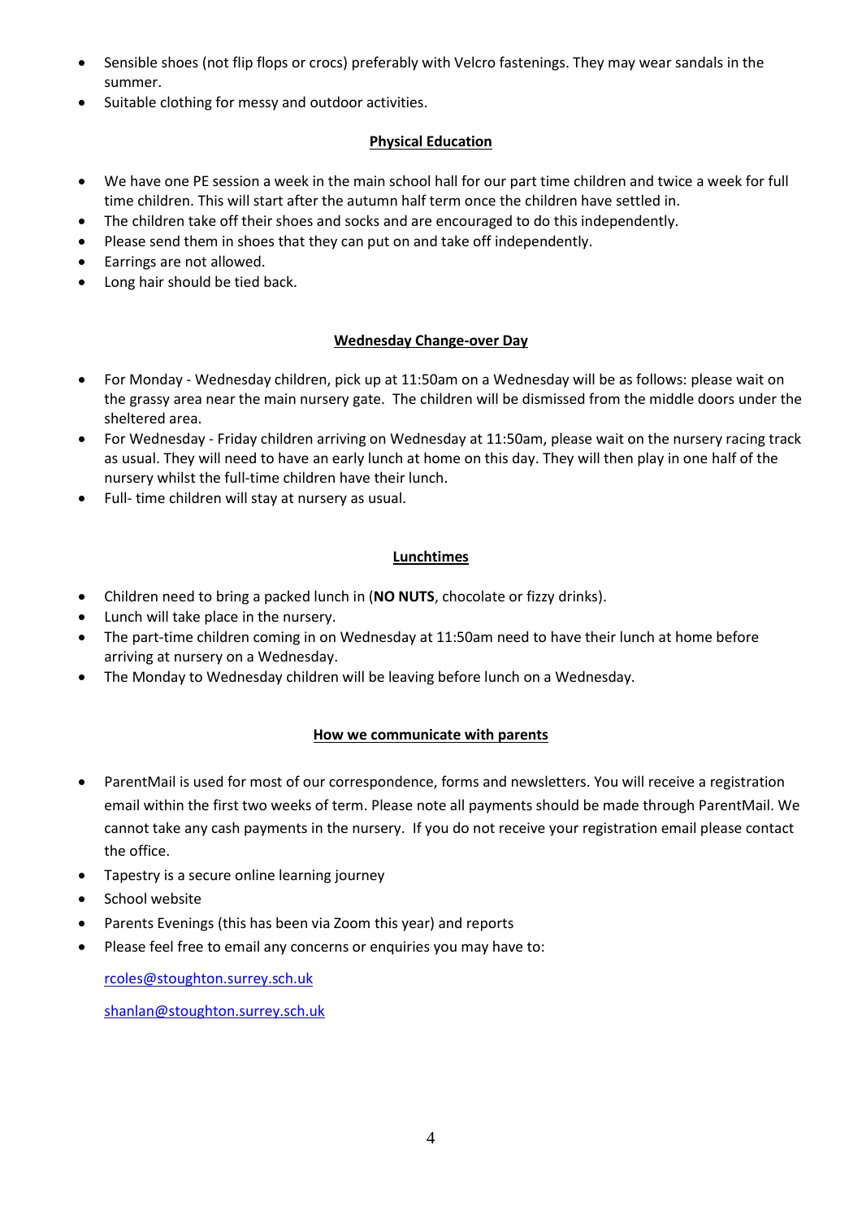- Sensible shoes (not flip flops or crocs) preferably with Velcro fastenings. They may wear sandals in the summer.
- Suitable clothing for messy and outdoor activities.

## Physical Education

- We have one PE session a week in the main school hall for our part time children and twice a week for full time children. This will start after the autumn half term once the children have settled in.
- The children take off their shoes and socks and are encouraged to do this independently.
- Please send them in shoes that they can put on and take off independently.
- Earrings are not allowed.
- Long hair should be tied back.

## Wednesday Change-over Day

- For Monday - Wednesday children, pick up at 11:50am on a Wednesday will be as follows: please wait on the grassy area near the main nursery gate. The children will be dismissed from the middle doors under the sheltered area.
- For Wednesday - Friday children arriving on Wednesday at 11:50am, please wait on the nursery racing track as usual. They will need to have an early lunch at home on this day. They will then play in one half of the nursery whilst the full-time children have their lunch.
- Full- time children will stay at nursery as usual.

## Lunchtimes

- Children need to bring a packed lunch in (**NO NUTS**, chocolate or fizzy drinks).
- Lunch will take place in the nursery.
- The part-time children coming in on Wednesday at 11:50am need to have their lunch at home before arriving at nursery on a Wednesday.
- The Monday to Wednesday children will be leaving before lunch on a Wednesday.

## How we communicate with parents

- ParentMail is used for most of our correspondence, forms and newsletters. You will receive a registration email within the first two weeks of term. Please note all payments should be made through ParentMail. We cannot take any cash payments in the nursery. If you do not receive your registration email please contact the office.
- Tapestry is a secure online learning journey
- School website
- Parents Evenings (this has been via Zoom this year) and reports
- Please feel free to email any concerns or enquiries you may have to:

  rcoles@stoughton.surrey.sch.uk

  shanlan@stoughton.surrey.sch.uk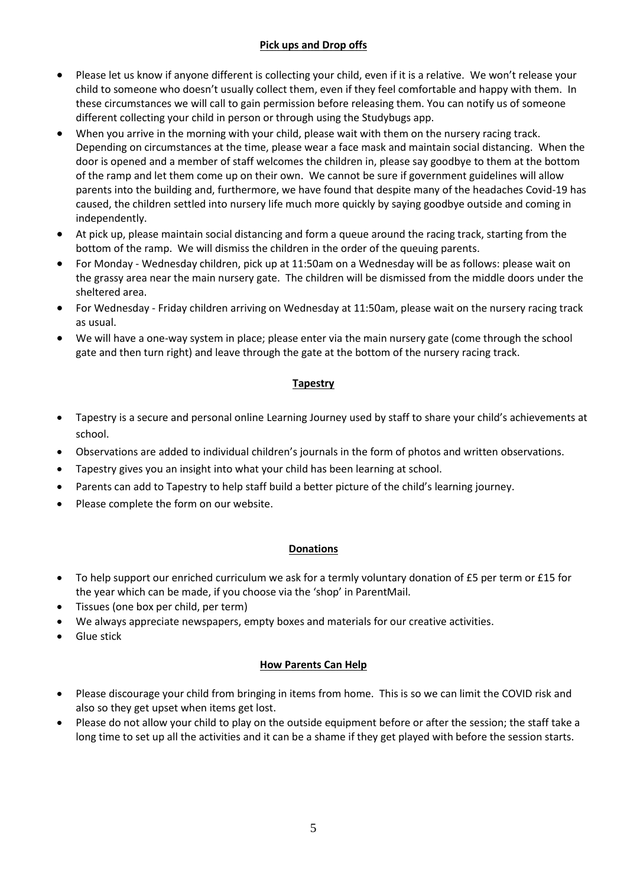## **Pick ups and Drop offs**

- Please let us know if anyone different is collecting your child, even if it is a relative. We won't release your child to someone who doesn't usually collect them, even if they feel comfortable and happy with them. In these circumstances we will call to gain permission before releasing them. You can notify us of someone different collecting your child in person or through using the Studybugs app.
- When you arrive in the morning with your child, please wait with them on the nursery racing track. Depending on circumstances at the time, please wear a face mask and maintain social distancing. When the door is opened and a member of staff welcomes the children in, please say goodbye to them at the bottom of the ramp and let them come up on their own. We cannot be sure if government guidelines will allow parents into the building and, furthermore, we have found that despite many of the headaches Covid-19 has caused, the children settled into nursery life much more quickly by saying goodbye outside and coming in independently.
- At pick up, please maintain social distancing and form a queue around the racing track, starting from the bottom of the ramp. We will dismiss the children in the order of the queuing parents.
- For Monday - Wednesday children, pick up at 11:50am on a Wednesday will be as follows: please wait on the grassy area near the main nursery gate. The children will be dismissed from the middle doors under the sheltered area.
- For Wednesday - Friday children arriving on Wednesday at 11:50am, please wait on the nursery racing track as usual.
- We will have a one-way system in place; please enter via the main nursery gate (come through the school gate and then turn right) and leave through the gate at the bottom of the nursery racing track.

## **Tapestry**

- Tapestry is a secure and personal online Learning Journey used by staff to share your child's achievements at school.
- Observations are added to individual children's journals in the form of photos and written observations.
- Tapestry gives you an insight into what your child has been learning at school.
- Parents can add to Tapestry to help staff build a better picture of the child's learning journey.
- Please complete the form on our website.

## **Donations**

- To help support our enriched curriculum we ask for a termly voluntary donation of £5 per term or £15 for the year which can be made, if you choose via the 'shop' in ParentMail.
- Tissues (one box per child, per term)
- We always appreciate newspapers, empty boxes and materials for our creative activities.
- Glue stick

## **How Parents Can Help**

- Please discourage your child from bringing in items from home. This is so we can limit the COVID risk and also so they get upset when items get lost.
- Please do not allow your child to play on the outside equipment before or after the session; the staff take a long time to set up all the activities and it can be a shame if they get played with before the session starts.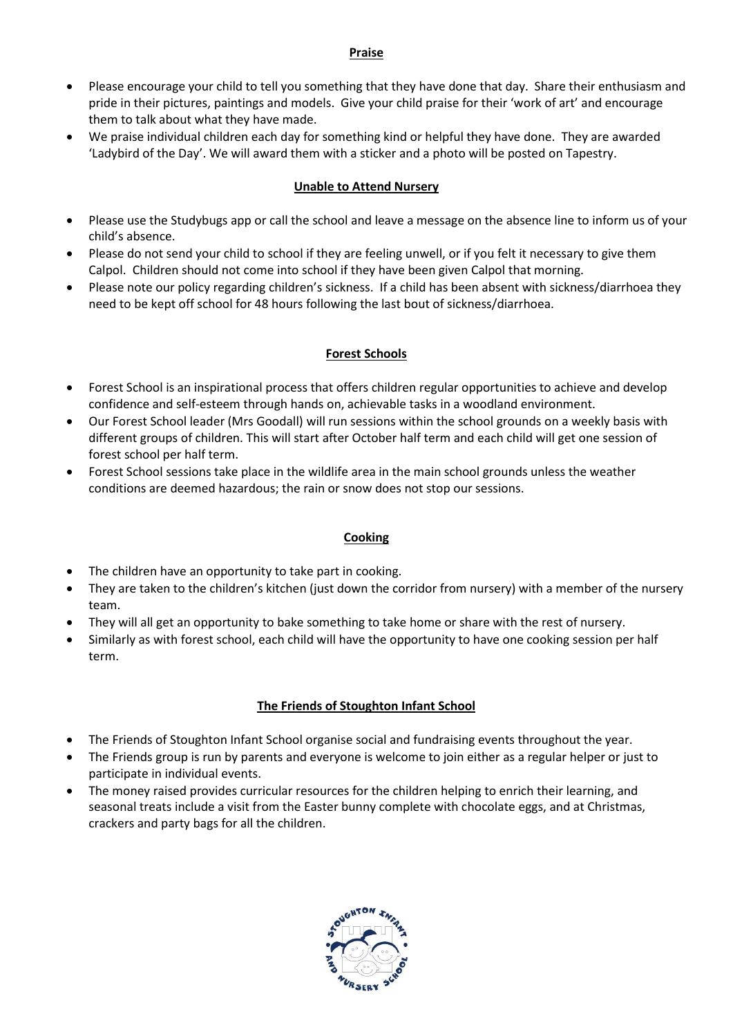## Praise

- Please encourage your child to tell you something that they have done that day. Share their enthusiasm and pride in their pictures, paintings and models. Give your child praise for their 'work of art' and encourage them to talk about what they have made.
- We praise individual children each day for something kind or helpful they have done. They are awarded 'Ladybird of the Day'. We will award them with a sticker and a photo will be posted on Tapestry.

## Unable to Attend Nursery

- Please use the Studybugs app or call the school and leave a message on the absence line to inform us of your child's absence.
- Please do not send your child to school if they are feeling unwell, or if you felt it necessary to give them Calpol. Children should not come into school if they have been given Calpol that morning.
- Please note our policy regarding children's sickness. If a child has been absent with sickness/diarrhoea they need to be kept off school for 48 hours following the last bout of sickness/diarrhoea.

## Forest Schools

- Forest School is an inspirational process that offers children regular opportunities to achieve and develop confidence and self-esteem through hands on, achievable tasks in a woodland environment.
- Our Forest School leader (Mrs Goodall) will run sessions within the school grounds on a weekly basis with different groups of children. This will start after October half term and each child will get one session of forest school per half term.
- Forest School sessions take place in the wildlife area in the main school grounds unless the weather conditions are deemed hazardous; the rain or snow does not stop our sessions.

## Cooking

- The children have an opportunity to take part in cooking.
- They are taken to the children's kitchen (just down the corridor from nursery) with a member of the nursery team.
- They will all get an opportunity to bake something to take home or share with the rest of nursery.
- Similarly as with forest school, each child will have the opportunity to have one cooking session per half term.

## The Friends of Stoughton Infant School

- The Friends of Stoughton Infant School organise social and fundraising events throughout the year.
- The Friends group is run by parents and everyone is welcome to join either as a regular helper or just to participate in individual events.
- The money raised provides curricular resources for the children helping to enrich their learning, and seasonal treats include a visit from the Easter bunny complete with chocolate eggs, and at Christmas, crackers and party bags for all the children.